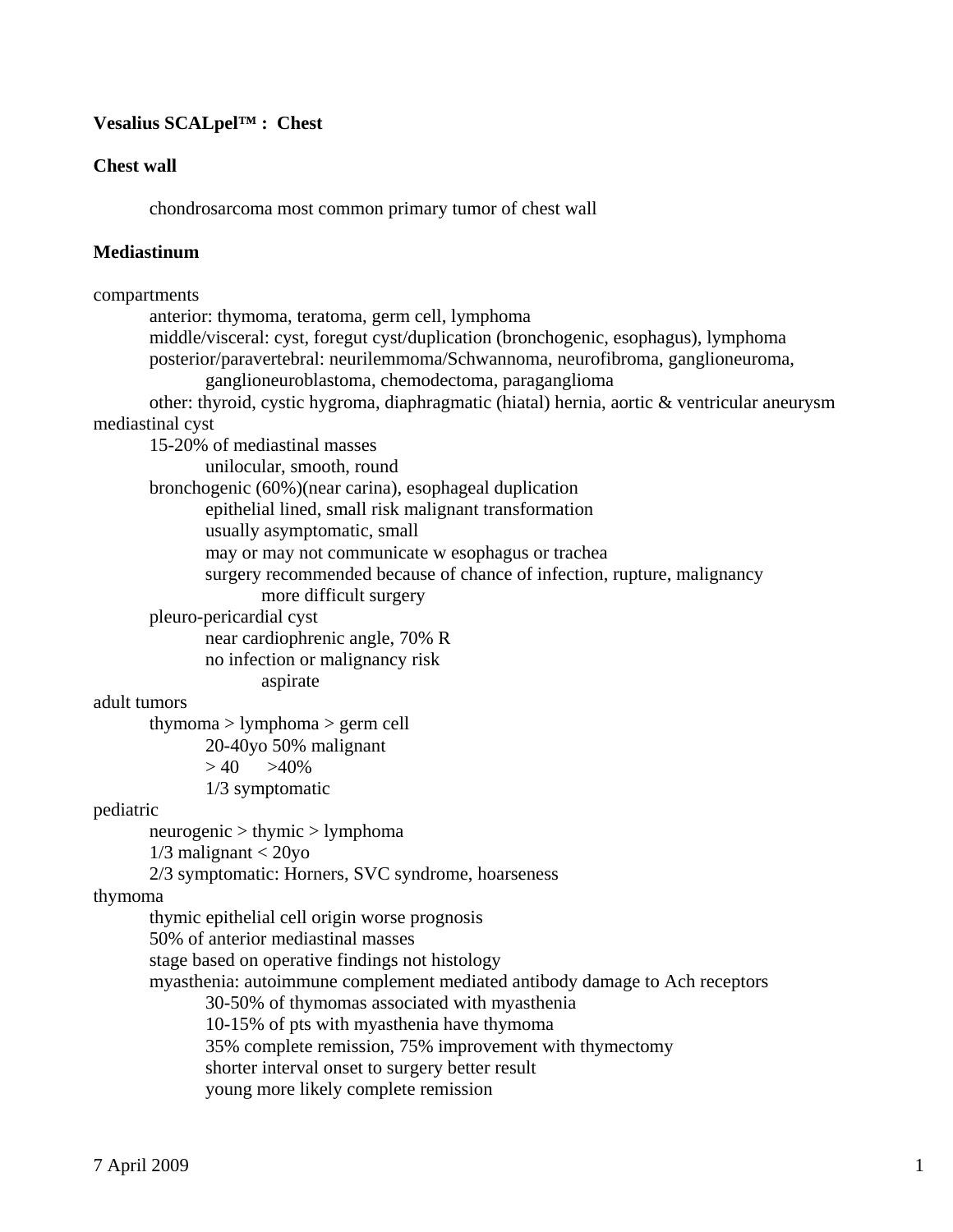**Vesalius SCALpel™ : Chest**

**Chest wall**

- chondrosarcoma most common primary tumor of chest wall

**Mediastinum**

compartments
- anterior: thymoma, teratoma, germ cell, lymphoma
- middle/visceral: cyst, foregut cyst/duplication (bronchogenic, esophagus), lymphoma
- posterior/paravertebral: neurilemmoma/Schwannoma, neurofibroma, ganglioneuroma, ganglioneuroblastoma, chemodectoma, paraganglioma
- other: thyroid, cystic hygroma, diaphragmatic (hiatal) hernia, aortic & ventricular aneurysm

mediastinal cyst
- 15-20% of mediastinal masses
  - unilocular, smooth, round
- bronchogenic (60%)(near carina), esophageal duplication
  - epithelial lined, small risk malignant transformation
  - usually asymptomatic, small
  - may or may not communicate w esophagus or trachea
  - surgery recommended because of chance of infection, rupture, malignancy
    - more difficult surgery
- pleuro-pericardial cyst
  - near cardiophrenic angle, 70% R
  - no infection or malignancy risk
    - aspirate

adult tumors
- thymoma > lymphoma > germ cell
  - 20-40yo 50% malignant
  - > 40 >40%
  - 1/3 symptomatic

pediatric
- neurogenic > thymic > lymphoma
- 1/3 malignant < 20yo
- 2/3 symptomatic: Horners, SVC syndrome, hoarseness

thymoma
- thymic epithelial cell origin worse prognosis
- 50% of anterior mediastinal masses
- stage based on operative findings not histology
- myasthenia: autoimmune complement mediated antibody damage to Ach receptors
  - 30-50% of thymomas associated with myasthenia
  - 10-15% of pts with myasthenia have thymoma
  - 35% complete remission, 75% improvement with thymectomy
  - shorter interval onset to surgery better result
  - young more likely complete remission

7 April 2009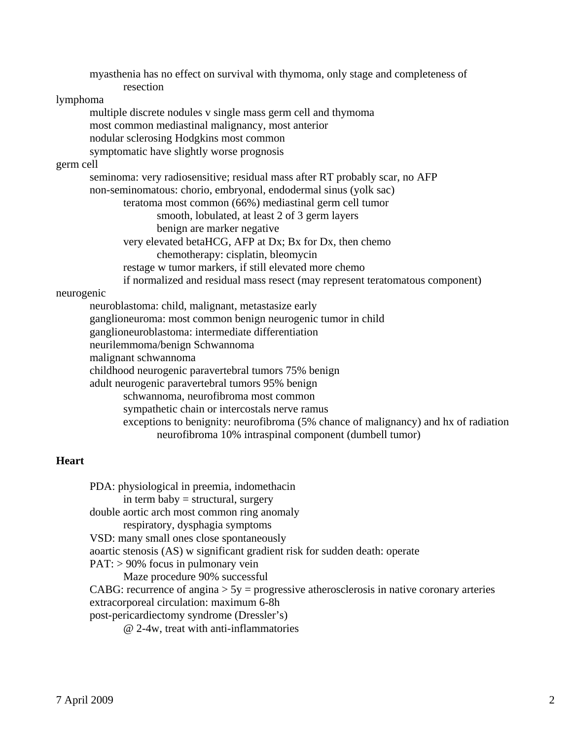- myasthenia has no effect on survival with thymoma, only stage and completeness of resection

lymphoma
- multiple discrete nodules v single mass germ cell and thymoma
- most common mediastinal malignancy, most anterior
- nodular sclerosing Hodgkins most common
- symptomatic have slightly worse prognosis

germ cell
- seminoma: very radiosensitive; residual mass after RT probably scar, no AFP
- non-seminomatous: chorio, embryonal, endodermal sinus (yolk sac)
  - teratoma most common (66%) mediastinal germ cell tumor
    - smooth, lobulated, at least 2 of 3 germ layers
    - benign are marker negative
  - very elevated betaHCG, AFP at Dx; Bx for Dx, then chemo
    - chemotherapy: cisplatin, bleomycin
  - restage w tumor markers, if still elevated more chemo
  - if normalized and residual mass resect (may represent teratomatous component)

neurogenic
- neuroblastoma: child, malignant, metastasize early
- ganglioneuroma: most common benign neurogenic tumor in child
- ganglioneuroblastoma: intermediate differentiation
- neurilemmoma/benign Schwannoma
- malignant schwannoma
- childhood neurogenic paravertebral tumors 75% benign
- adult neurogenic paravertebral tumors 95% benign
  - schwannoma, neurofibroma most common
  - sympathetic chain or intercostals nerve ramus
  - exceptions to benignity: neurofibroma (5% chance of malignancy) and hx of radiation
    - neurofibroma 10% intraspinal component (dumbell tumor)

**Heart**

- PDA: physiological in preemia, indomethacin
  - in term baby = structural, surgery
- double aortic arch most common ring anomaly
  - respiratory, dysphagia symptoms
- VSD: many small ones close spontaneously
- aoartic stenosis (AS) w significant gradient risk for sudden death: operate
- PAT: > 90% focus in pulmonary vein
  - Maze procedure 90% successful
- CABG: recurrence of angina > 5y = progressive atherosclerosis in native coronary arteries
- extracorporeal circulation: maximum 6-8h
- post-pericardiectomy syndrome (Dressler's)
  - @ 2-4w, treat with anti-inflammatories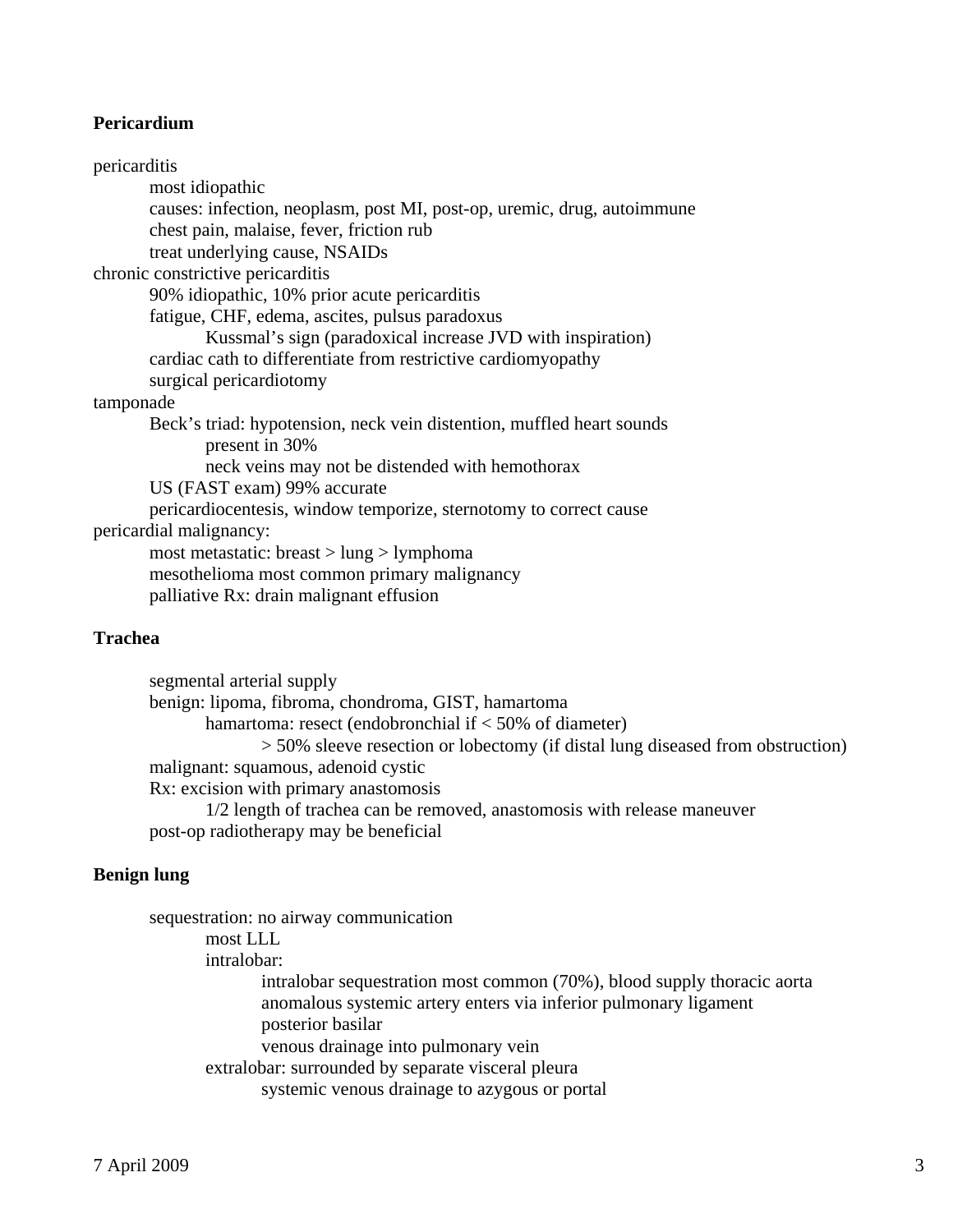**Pericardium**

- pericarditis
  - most idiopathic
  - causes: infection, neoplasm, post MI, post-op, uremic, drug, autoimmune
  - chest pain, malaise, fever, friction rub
  - treat underlying cause, NSAIDs
- chronic constrictive pericarditis
  - 90% idiopathic, 10% prior acute pericarditis
  - fatigue, CHF, edema, ascites, pulsus paradoxus
    - Kussmal's sign (paradoxical increase JVD with inspiration)
  - cardiac cath to differentiate from restrictive cardiomyopathy
  - surgical pericardiotomy
- tamponade
  - Beck's triad: hypotension, neck vein distention, muffled heart sounds
    - present in 30%
    - neck veins may not be distended with hemothorax
  - US (FAST exam) 99% accurate
  - pericardiocentesis, window temporize, sternotomy to correct cause
- pericardial malignancy:
  - most metastatic: breast > lung > lymphoma
  - mesothelioma most common primary malignancy
  - palliative Rx: drain malignant effusion

**Trachea**

- segmental arterial supply
- benign: lipoma, fibroma, chondroma, GIST, hamartoma
  - hamartoma: resect (endobronchial if < 50% of diameter)
    - > 50% sleeve resection or lobectomy (if distal lung diseased from obstruction)
- malignant: squamous, adenoid cystic
- Rx: excision with primary anastomosis
  - 1/2 length of trachea can be removed, anastomosis with release maneuver
- post-op radiotherapy may be beneficial

**Benign lung**

- sequestration: no airway communication
  - most LLL
  - intralobar:
    - intralobar sequestration most common (70%), blood supply thoracic aorta
    - anomalous systemic artery enters via inferior pulmonary ligament
    - posterior basilar
    - venous drainage into pulmonary vein
  - extralobar: surrounded by separate visceral pleura
    - systemic venous drainage to azygous or portal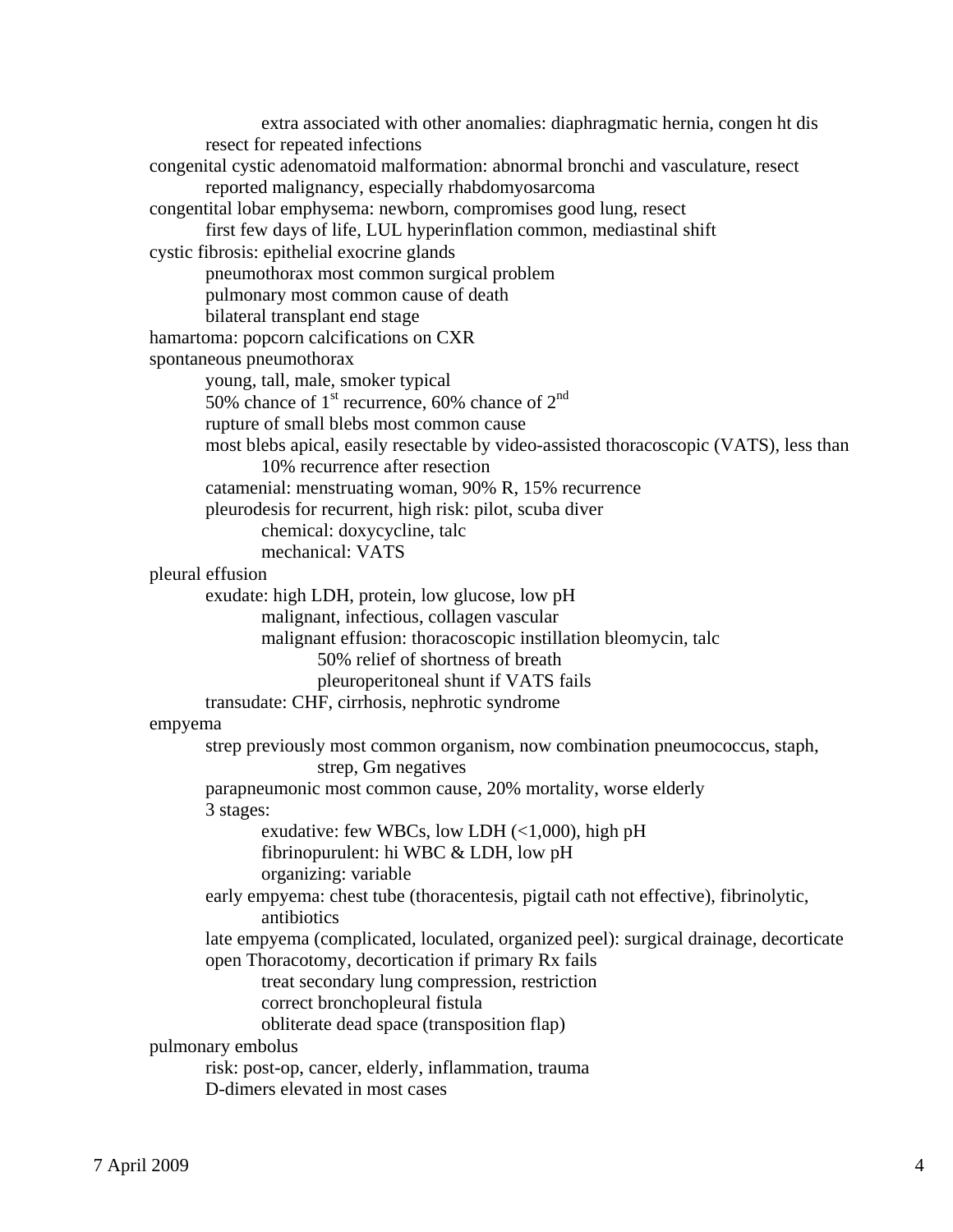- extra associated with other anomalies: diaphragmatic hernia, congen ht dis
  - resect for repeated infections
- congenital cystic adenomatoid malformation: abnormal bronchi and vasculature, resect
  - reported malignancy, especially rhabdomyosarcoma
- congentital lobar emphysema: newborn, compromises good lung, resect
  - first few days of life, LUL hyperinflation common, mediastinal shift
- cystic fibrosis: epithelial exocrine glands
  - pneumothorax most common surgical problem
  - pulmonary most common cause of death
  - bilateral transplant end stage
- hamartoma: popcorn calcifications on CXR
- spontaneous pneumothorax
  - young, tall, male, smoker typical
  - 50% chance of 1st recurrence, 60% chance of 2nd
  - rupture of small blebs most common cause
  - most blebs apical, easily resectable by video-assisted thoracoscopic (VATS), less than 10% recurrence after resection
  - catamenial: menstruating woman, 90% R, 15% recurrence
  - pleurodesis for recurrent, high risk: pilot, scuba diver
    - chemical: doxycycline, talc
    - mechanical: VATS
- pleural effusion
  - exudate: high LDH, protein, low glucose, low pH
    - malignant, infectious, collagen vascular
    - malignant effusion: thoracoscopic instillation bleomycin, talc
      - 50% relief of shortness of breath
      - pleuroperitoneal shunt if VATS fails
  - transudate: CHF, cirrhosis, nephrotic syndrome
- empyema
  - strep previously most common organism, now combination pneumococcus, staph, strep, Gm negatives
  - parapneumonic most common cause, 20% mortality, worse elderly
  - 3 stages:
    - exudative: few WBCs, low LDH (<1,000), high pH
    - fibrinopurulent: hi WBC & LDH, low pH
    - organizing: variable
  - early empyema: chest tube (thoracentesis, pigtail cath not effective), fibrinolytic, antibiotics
  - late empyema (complicated, loculated, organized peel): surgical drainage, decorticate
  - open Thoracotomy, decortication if primary Rx fails
    - treat secondary lung compression, restriction
    - correct bronchopleural fistula
    - obliterate dead space (transposition flap)
- pulmonary embolus
  - risk: post-op, cancer, elderly, inflammation, trauma
  - D-dimers elevated in most cases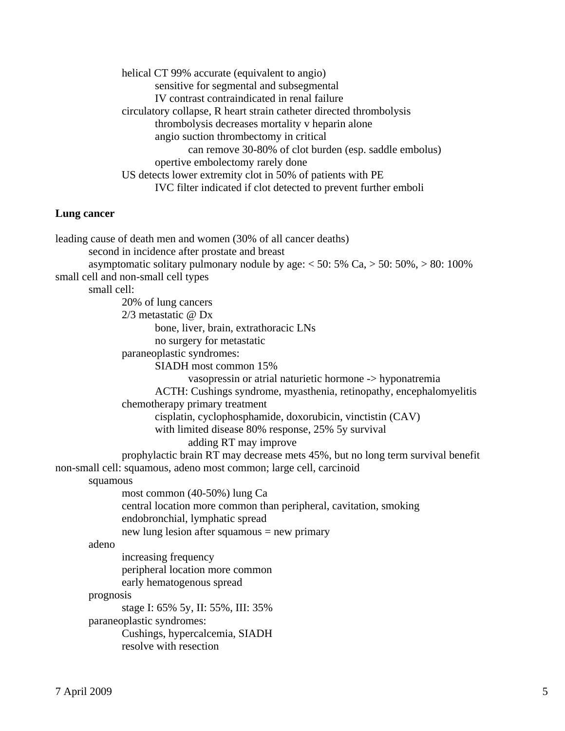- helical CT 99% accurate (equivalent to angio)
  - sensitive for segmental and subsegmental
  - IV contrast contraindicated in renal failure
- circulatory collapse, R heart strain catheter directed thrombolysis
  - thrombolysis decreases mortality v heparin alone
  - angio suction thrombectomy in critical
    - can remove 30-80% of clot burden (esp. saddle embolus)
  - opertive embolectomy rarely done
- US detects lower extremity clot in 50% of patients with PE
  - IVC filter indicated if clot detected to prevent further emboli

**Lung cancer**

leading cause of death men and women (30% of all cancer deaths)
- second in incidence after prostate and breast
- asymptomatic solitary pulmonary nodule by age: < 50: 5% Ca, > 50: 50%, > 80: 100%

small cell and non-small cell types
- small cell:
  - 20% of lung cancers
  - 2/3 metastatic @ Dx
    - bone, liver, brain, extrathoracic LNs
    - no surgery for metastatic
  - paraneoplastic syndromes:
    - SIADH most common 15%
      - vasopressin or atrial naturietic hormone -> hyponatremia
    - ACTH: Cushings syndrome, myasthenia, retinopathy, encephalomyelitis
  - chemotherapy primary treatment
    - cisplatin, cyclophosphamide, doxorubicin, vinctistin (CAV)
    - with limited disease 80% response, 25% 5y survival
      - adding RT may improve
  - prophylactic brain RT may decrease mets 45%, but no long term survival benefit

non-small cell: squamous, adeno most common; large cell, carcinoid
- squamous
  - most common (40-50%) lung Ca
  - central location more common than peripheral, cavitation, smoking
  - endobronchial, lymphatic spread
  - new lung lesion after squamous = new primary
- adeno
  - increasing frequency
  - peripheral location more common
  - early hematogenous spread
- prognosis
  - stage I: 65% 5y, II: 55%, III: 35%
- paraneoplastic syndromes:
  - Cushings, hypercalcemia, SIADH
  - resolve with resection

7 April 2009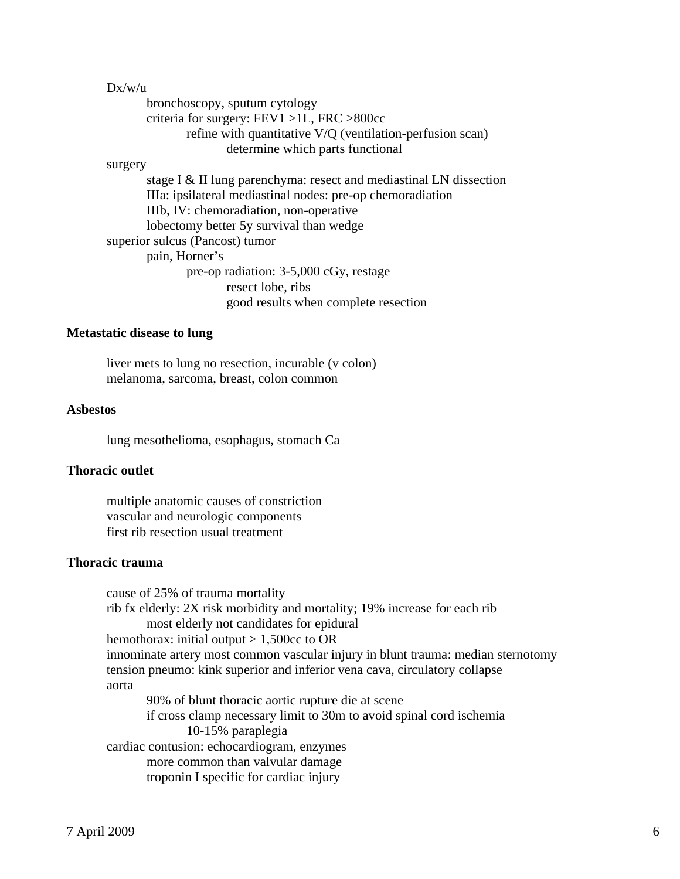- Dx/w/u
  - bronchoscopy, sputum cytology
  - criteria for surgery: FEV1 >1L, FRC >800cc
    - refine with quantitative V/Q (ventilation-perfusion scan)
      - determine which parts functional
- surgery
  - stage I & II lung parenchyma: resect and mediastinal LN dissection
  - IIIa: ipsilateral mediastinal nodes: pre-op chemoradiation
  - IIIb, IV: chemoradiation, non-operative
  - lobectomy better 5y survival than wedge
- superior sulcus (Pancost) tumor
  - pain, Horner's
    - pre-op radiation: 3-5,000 cGy, restage
      - resect lobe, ribs
      - good results when complete resection

**Metastatic disease to lung**

- liver mets to lung no resection, incurable (v colon)
- melanoma, sarcoma, breast, colon common

**Asbestos**

- lung mesothelioma, esophagus, stomach Ca

**Thoracic outlet**

- multiple anatomic causes of constriction
- vascular and neurologic components
- first rib resection usual treatment

**Thoracic trauma**

- cause of 25% of trauma mortality
- rib fx elderly: 2X risk morbidity and mortality; 19% increase for each rib
  - most elderly not candidates for epidural
- hemothorax: initial output > 1,500cc to OR
- innominate artery most common vascular injury in blunt trauma: median sternotomy
- tension pneumo: kink superior and inferior vena cava, circulatory collapse
- aorta
  - 90% of blunt thoracic aortic rupture die at scene
  - if cross clamp necessary limit to 30m to avoid spinal cord ischemia
    - 10-15% paraplegia
- cardiac contusion: echocardiogram, enzymes
  - more common than valvular damage
  - troponin I specific for cardiac injury

7 April 2009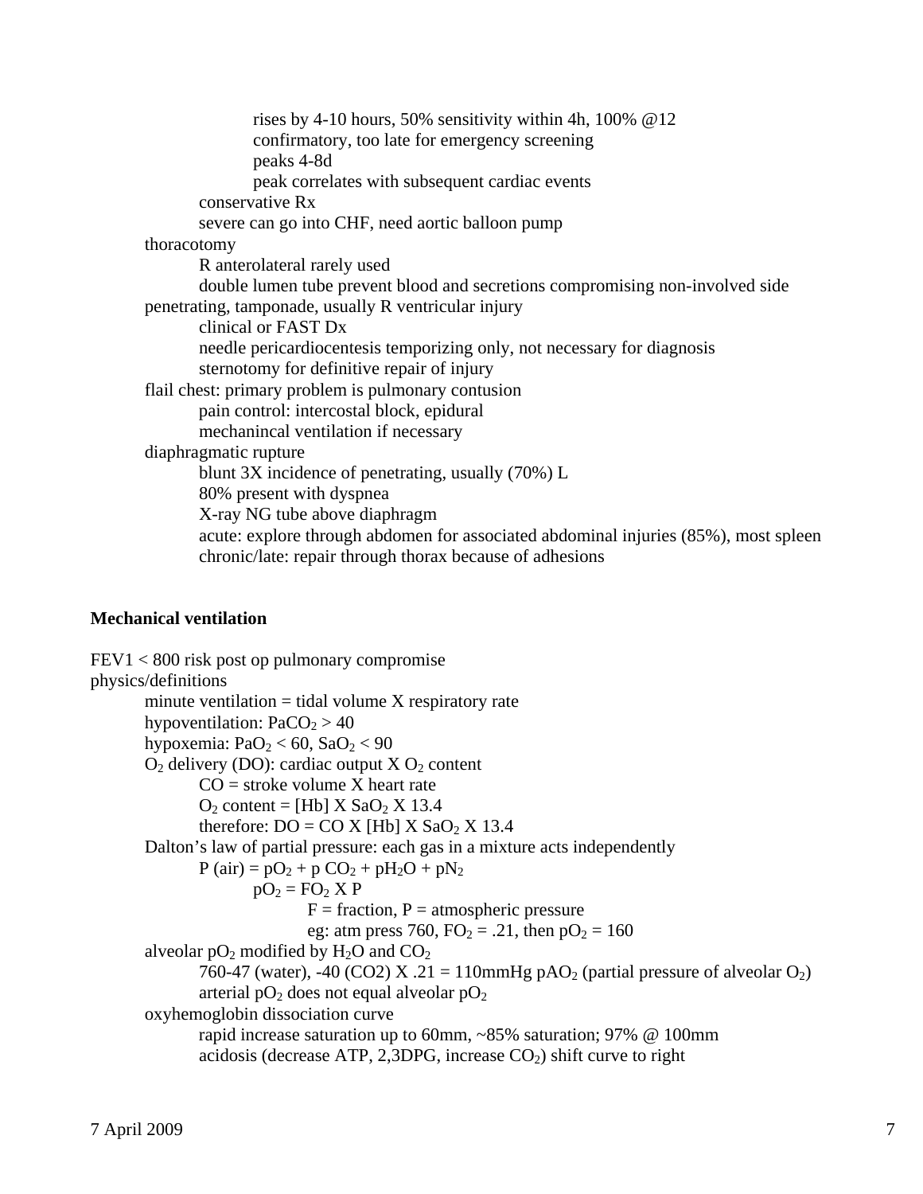- rises by 4-10 hours, 50% sensitivity within 4h, 100% @12
      - confirmatory, too late for emergency screening
      - peaks 4-8d
      - peak correlates with subsequent cardiac events
    - conservative Rx
    - severe can go into CHF, need aortic balloon pump
- thoracotomy
    - R anterolateral rarely used
    - double lumen tube prevent blood and secretions compromising non-involved side
- penetrating, tamponade, usually R ventricular injury
    - clinical or FAST Dx
    - needle pericardiocentesis temporizing only, not necessary for diagnosis
    - sternotomy for definitive repair of injury
- flail chest: primary problem is pulmonary contusion
    - pain control: intercostal block, epidural
    - mechanincal ventilation if necessary
- diaphragmatic rupture
    - blunt 3X incidence of penetrating, usually (70%) L
    - 80% present with dyspnea
    - X-ray NG tube above diaphragm
    - acute: explore through abdomen for associated abdominal injuries (85%), most spleen
    - chronic/late: repair through thorax because of adhesions

**Mechanical ventilation**

FEV1 < 800 risk post op pulmonary compromise

physics/definitions

- minute ventilation = tidal volume X respiratory rate
- hypoventilation: $PaCO_2 > 40$
- hypoxemia: $PaO_2 < 60$, $SaO_2 < 90$
- $O_2$ delivery (DO): cardiac output X $O_2$ content
    - CO = stroke volume X heart rate
    - $O_2$ content = [Hb] X $SaO_2$ X 13.4
    - therefore: DO = CO X [Hb] X $SaO_2$ X 13.4
- Dalton's law of partial pressure: each gas in a mixture acts independently
    - P (air) = $pO_2$ + $p\,CO_2$ + $pH_2O$ + $pN_2$
        - $pO_2 = FO_2$ X P
            - F = fraction, P = atmospheric pressure
            - eg: atm press 760, $FO_2$ = .21, then $pO_2$ = 160
- alveolar $pO_2$ modified by $H_2O$ and $CO_2$
    - 760-47 (water), -40 (CO2) X .21 = 110mmHg $pAO_2$ (partial pressure of alveolar $O_2$)
    - arterial $pO_2$ does not equal alveolar $pO_2$
- oxyhemoglobin dissociation curve
    - rapid increase saturation up to 60mm, ~85% saturation; 97% @ 100mm
    - acidosis (decrease ATP, 2,3DPG, increase $CO_2$) shift curve to right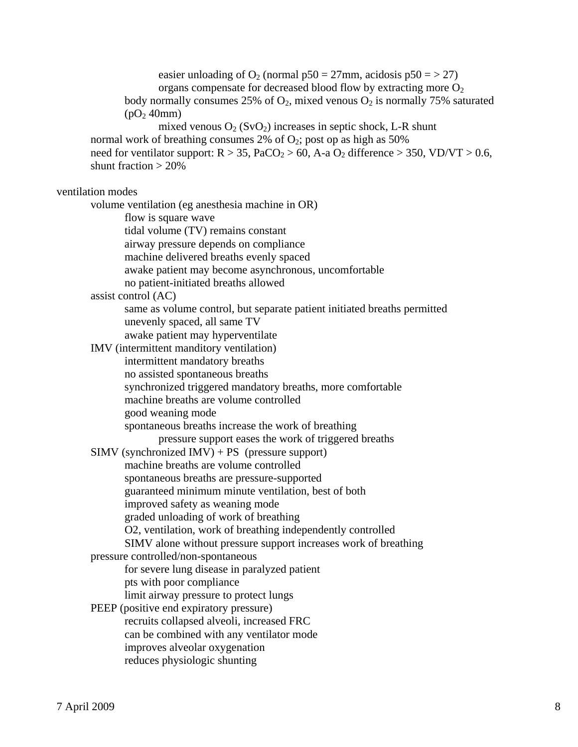- easier unloading of $O_2$ (normal p50 = 27mm, acidosis p50 = > 27)
- organs compensate for decreased blood flow by extracting more $O_2$

body normally consumes 25% of $O_2$, mixed venous $O_2$ is normally 75% saturated ($pO_2$ 40mm)

- mixed venous $O_2$ ($SvO_2$) increases in septic shock, L-R shunt

normal work of breathing consumes 2% of $O_2$; post op as high as 50%

need for ventilator support: R > 35, $PaCO_2$ > 60, A-a $O_2$ difference > 350, VD/VT > 0.6, shunt fraction > 20%

ventilation modes

- volume ventilation (eg anesthesia machine in OR)
  - flow is square wave
  - tidal volume (TV) remains constant
  - airway pressure depends on compliance
  - machine delivered breaths evenly spaced
  - awake patient may become asynchronous, uncomfortable
  - no patient-initiated breaths allowed
- assist control (AC)
  - same as volume control, but separate patient initiated breaths permitted
  - unevenly spaced, all same TV
  - awake patient may hyperventilate
- IMV (intermittent manditory ventilation)
  - intermittent mandatory breaths
  - no assisted spontaneous breaths
  - synchronized triggered mandatory breaths, more comfortable
  - machine breaths are volume controlled
  - good weaning mode
  - spontaneous breaths increase the work of breathing
    - pressure support eases the work of triggered breaths
- SIMV (synchronized IMV) + PS (pressure support)
  - machine breaths are volume controlled
  - spontaneous breaths are pressure-supported
  - guaranteed minimum minute ventilation, best of both
  - improved safety as weaning mode
  - graded unloading of work of breathing
  - O2, ventilation, work of breathing independently controlled
  - SIMV alone without pressure support increases work of breathing
- pressure controlled/non-spontaneous
  - for severe lung disease in paralyzed patient
  - pts with poor compliance
  - limit airway pressure to protect lungs
- PEEP (positive end expiratory pressure)
  - recruits collapsed alveoli, increased FRC
  - can be combined with any ventilator mode
  - improves alveolar oxygenation
  - reduces physiologic shunting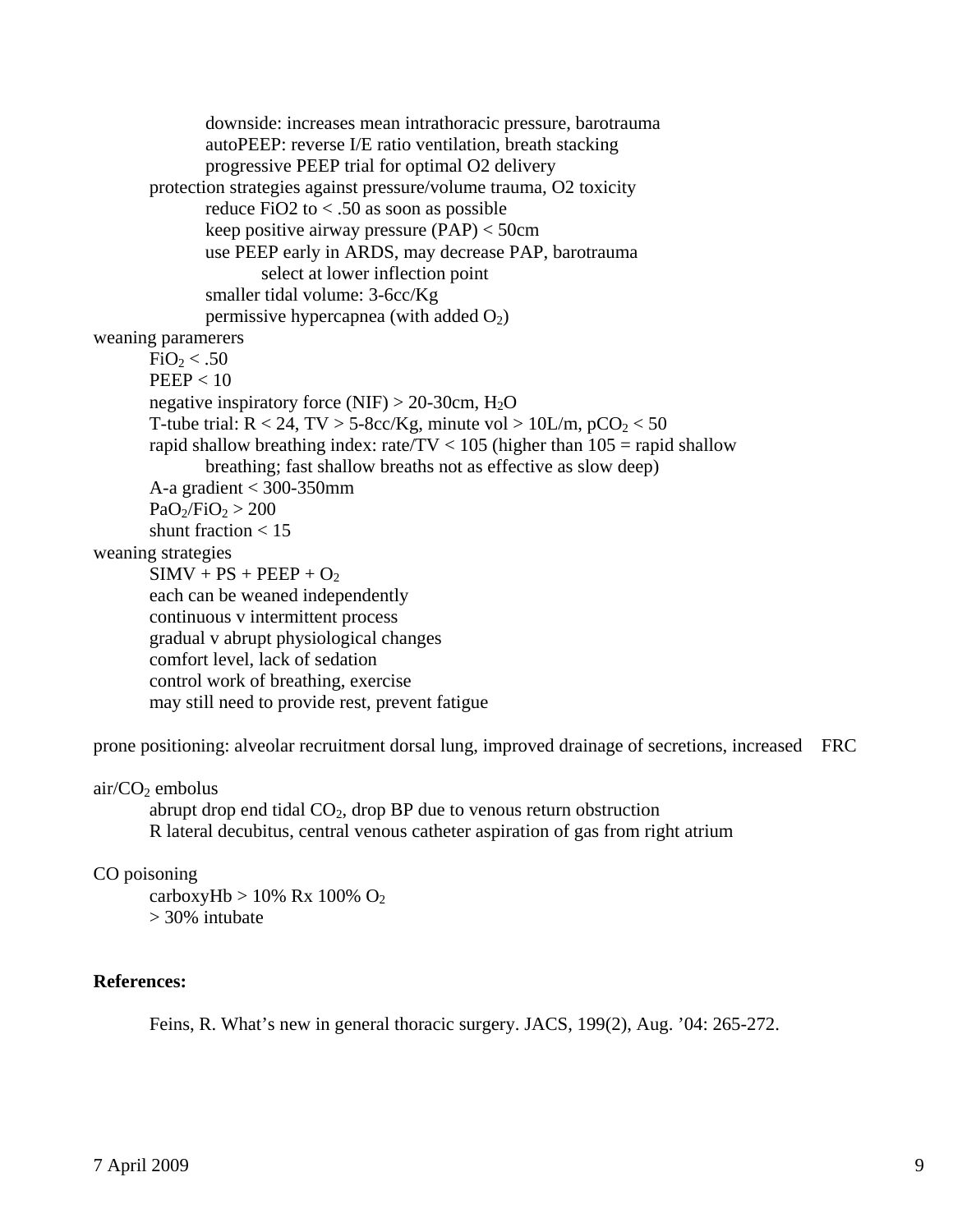- downside: increases mean intrathoracic pressure, barotrauma
- autoPEEP: reverse I/E ratio ventilation, breath stacking
- progressive PEEP trial for optimal O2 delivery

protection strategies against pressure/volume trauma, O2 toxicity
- reduce FiO2 to < .50 as soon as possible
- keep positive airway pressure (PAP) < 50cm
- use PEEP early in ARDS, may decrease PAP, barotrauma
  - select at lower inflection point
- smaller tidal volume: 3-6cc/Kg
- permissive hypercapnea (with added $O_2$)

weaning paramerers
- $FiO_2$ < .50
- PEEP < 10
- negative inspiratory force (NIF) > 20-30cm, $H_2O$
- T-tube trial: R < 24, TV > 5-8cc/Kg, minute vol > 10L/m, $pCO_2$ < 50
- rapid shallow breathing index: rate/TV < 105 (higher than 105 = rapid shallow breathing; fast shallow breaths not as effective as slow deep)
- A-a gradient < 300-350mm
- $PaO_2/FiO_2$ > 200
- shunt fraction < 15

weaning strategies
- SIMV + PS + PEEP + $O_2$
- each can be weaned independently
- continuous v intermittent process
- gradual v abrupt physiological changes
- comfort level, lack of sedation
- control work of breathing, exercise
- may still need to provide rest, prevent fatigue

prone positioning: alveolar recruitment dorsal lung, improved drainage of secretions, increased FRC

air/$CO_2$ embolus
- abrupt drop end tidal $CO_2$, drop BP due to venous return obstruction
- R lateral decubitus, central venous catheter aspiration of gas from right atrium

CO poisoning
- carboxyHb > 10% Rx 100% $O_2$
- > 30% intubate

**References:**

Feins, R. What's new in general thoracic surgery. JACS, 199(2), Aug. '04: 265-272.